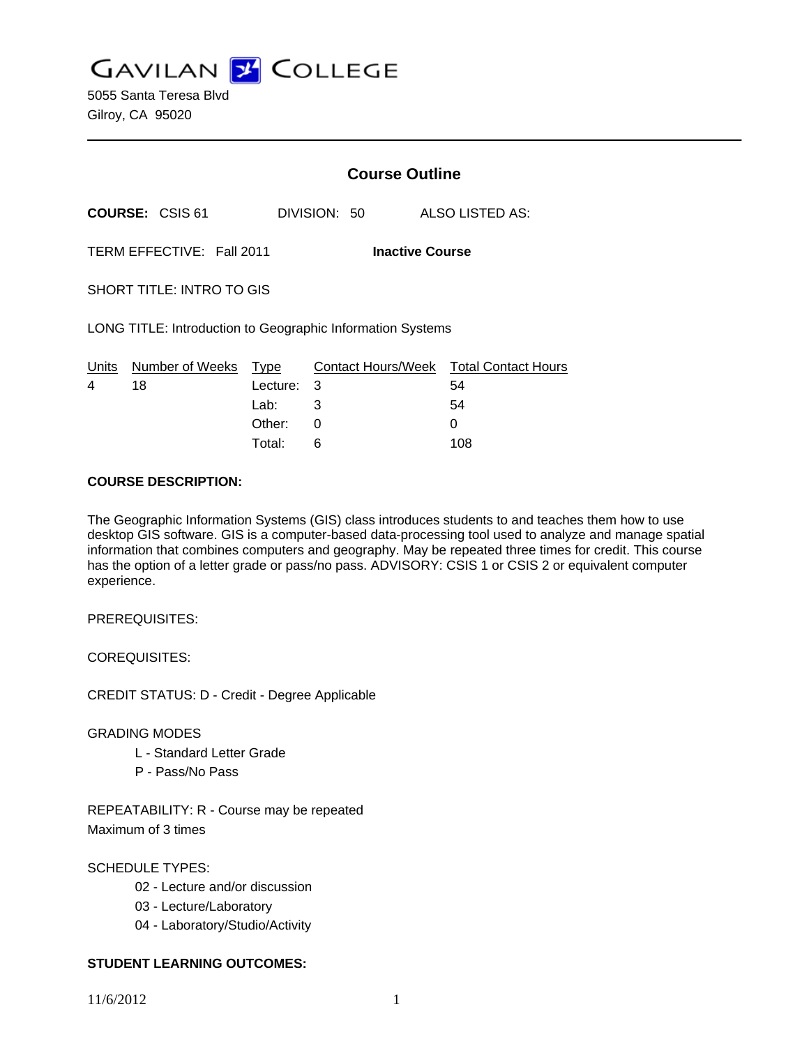# GAVILAN COLLEGE

5055 Santa Teresa Blvd
Gilroy, CA 95020

---

## Course Outline

**COURSE:** CSIS 61 DIVISION: 50 ALSO LISTED AS:

TERM EFFECTIVE: Fall 2011 **Inactive Course**

SHORT TITLE: INTRO TO GIS

LONG TITLE: Introduction to Geographic Information Systems

| Units | Number of Weeks | Type | Contact Hours/Week | Total Contact Hours |
|---|---|---|---|---|
| 4 | 18 | Lecture: | 3 | 54 |
| | | Lab: | 3 | 54 |
| | | Other: | 0 | 0 |
| | | Total: | 6 | 108 |

**COURSE DESCRIPTION:**

The Geographic Information Systems (GIS) class introduces students to and teaches them how to use desktop GIS software. GIS is a computer-based data-processing tool used to analyze and manage spatial information that combines computers and geography. May be repeated three times for credit. This course has the option of a letter grade or pass/no pass. ADVISORY: CSIS 1 or CSIS 2 or equivalent computer experience.

PREREQUISITES:

COREQUISITES:

CREDIT STATUS: D - Credit - Degree Applicable

GRADING MODES

- L - Standard Letter Grade
- P - Pass/No Pass

REPEATABILITY: R - Course may be repeated
Maximum of 3 times

SCHEDULE TYPES:

- 02 - Lecture and/or discussion
- 03 - Lecture/Laboratory
- 04 - Laboratory/Studio/Activity

**STUDENT LEARNING OUTCOMES:**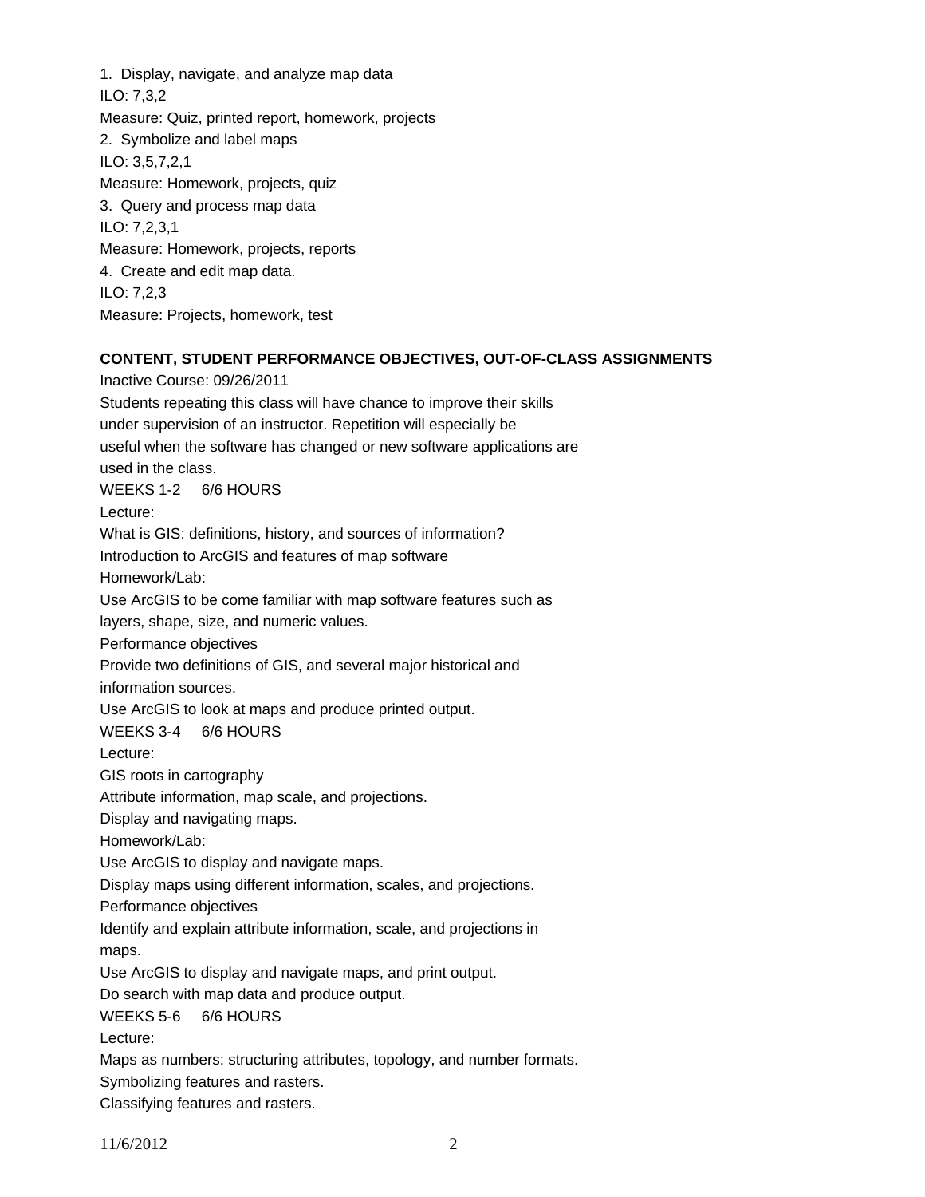1. Display, navigate, and analyze map data

ILO: 7,3,2

Measure: Quiz, printed report, homework, projects

2. Symbolize and label maps

ILO: 3,5,7,2,1

Measure: Homework, projects, quiz

3. Query and process map data

ILO: 7,2,3,1

Measure: Homework, projects, reports

4. Create and edit map data.

ILO: 7,2,3

Measure: Projects, homework, test

**CONTENT, STUDENT PERFORMANCE OBJECTIVES, OUT-OF-CLASS ASSIGNMENTS**

Inactive Course: 09/26/2011

Students repeating this class will have chance to improve their skills under supervision of an instructor. Repetition will especially be useful when the software has changed or new software applications are used in the class.

WEEKS 1-2 6/6 HOURS

Lecture:

What is GIS: definitions, history, and sources of information?

Introduction to ArcGIS and features of map software

Homework/Lab:

Use ArcGIS to be come familiar with map software features such as layers, shape, size, and numeric values.

Performance objectives

Provide two definitions of GIS, and several major historical and information sources.

Use ArcGIS to look at maps and produce printed output.

WEEKS 3-4 6/6 HOURS

Lecture:

GIS roots in cartography

Attribute information, map scale, and projections.

Display and navigating maps.

Homework/Lab:

Use ArcGIS to display and navigate maps.

Display maps using different information, scales, and projections.

Performance objectives

Identify and explain attribute information, scale, and projections in maps.

Use ArcGIS to display and navigate maps, and print output.

Do search with map data and produce output.

WEEKS 5-6 6/6 HOURS

Lecture:

Maps as numbers: structuring attributes, topology, and number formats.

Symbolizing features and rasters.

Classifying features and rasters.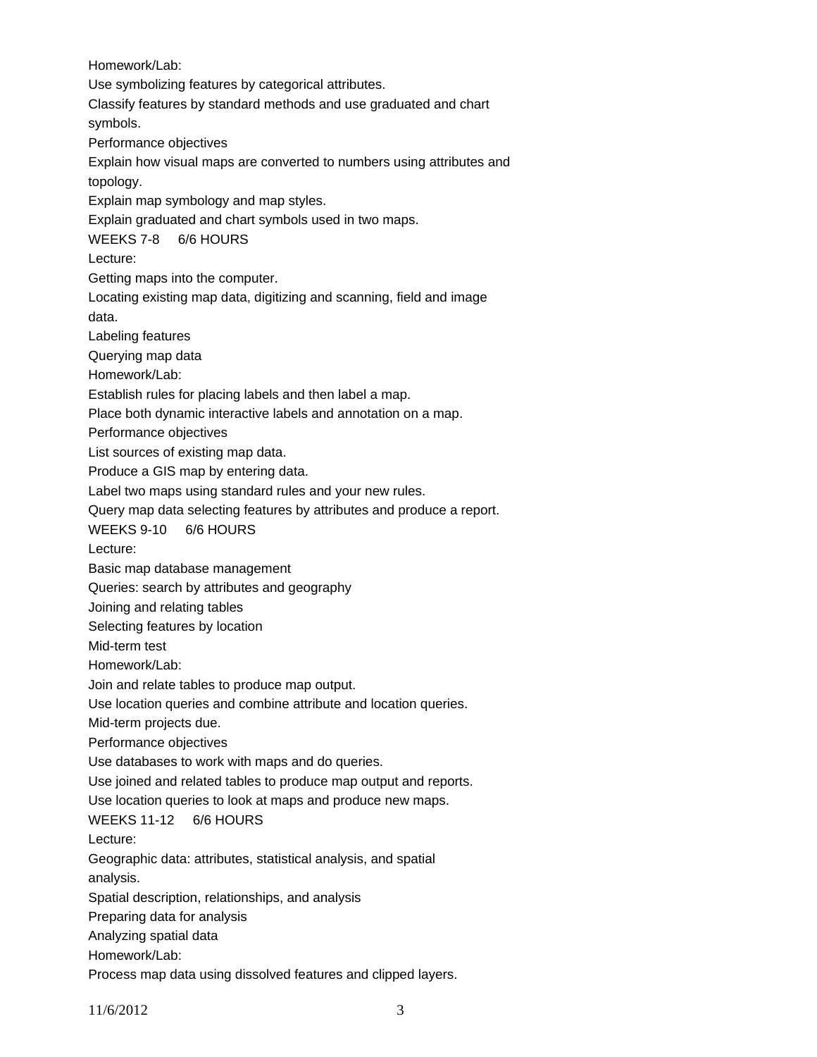Homework/Lab:

Use symbolizing features by categorical attributes.

Classify features by standard methods and use graduated and chart symbols.

Performance objectives

Explain how visual maps are converted to numbers using attributes and topology.

Explain map symbology and map styles.

Explain graduated and chart symbols used in two maps.

WEEKS 7-8 6/6 HOURS

Lecture:

Getting maps into the computer.

Locating existing map data, digitizing and scanning, field and image data.

Labeling features

Querying map data

Homework/Lab:

Establish rules for placing labels and then label a map.

Place both dynamic interactive labels and annotation on a map.

Performance objectives

List sources of existing map data.

Produce a GIS map by entering data.

Label two maps using standard rules and your new rules.

Query map data selecting features by attributes and produce a report.

WEEKS 9-10 6/6 HOURS

Lecture:

Basic map database management

Queries: search by attributes and geography

Joining and relating tables

Selecting features by location

Mid-term test

Homework/Lab:

Join and relate tables to produce map output.

Use location queries and combine attribute and location queries.

Mid-term projects due.

Performance objectives

Use databases to work with maps and do queries.

Use joined and related tables to produce map output and reports.

Use location queries to look at maps and produce new maps.

WEEKS 11-12 6/6 HOURS

Lecture:

Geographic data: attributes, statistical analysis, and spatial analysis.

Spatial description, relationships, and analysis

Preparing data for analysis

Analyzing spatial data

Homework/Lab:

Process map data using dissolved features and clipped layers.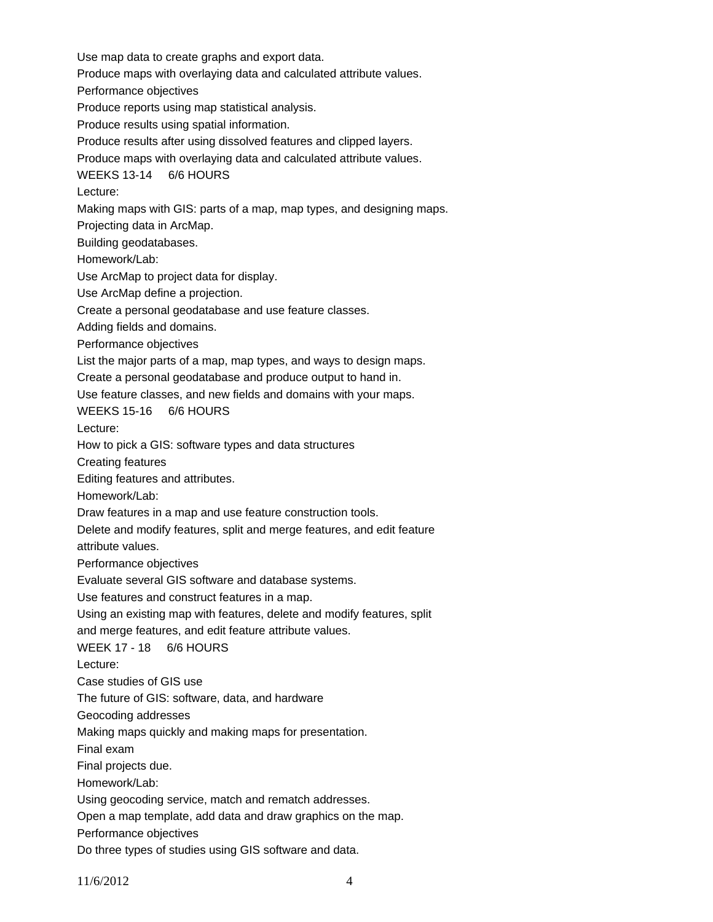Use map data to create graphs and export data.

Produce maps with overlaying data and calculated attribute values.

Performance objectives

Produce reports using map statistical analysis.

Produce results using spatial information.

Produce results after using dissolved features and clipped layers.

Produce maps with overlaying data and calculated attribute values.

WEEKS 13-14 6/6 HOURS

Lecture:

Making maps with GIS: parts of a map, map types, and designing maps.

Projecting data in ArcMap.

Building geodatabases.

Homework/Lab:

Use ArcMap to project data for display.

Use ArcMap define a projection.

Create a personal geodatabase and use feature classes.

Adding fields and domains.

Performance objectives

List the major parts of a map, map types, and ways to design maps.

Create a personal geodatabase and produce output to hand in.

Use feature classes, and new fields and domains with your maps.

WEEKS 15-16 6/6 HOURS

Lecture:

How to pick a GIS: software types and data structures

Creating features

Editing features and attributes.

Homework/Lab:

Draw features in a map and use feature construction tools.

Delete and modify features, split and merge features, and edit feature attribute values.

Performance objectives

Evaluate several GIS software and database systems.

Use features and construct features in a map.

Using an existing map with features, delete and modify features, split and merge features, and edit feature attribute values.

WEEK 17 - 18 6/6 HOURS

Lecture:

Case studies of GIS use

The future of GIS: software, data, and hardware

Geocoding addresses

Making maps quickly and making maps for presentation.

Final exam

Final projects due.

Homework/Lab:

Using geocoding service, match and rematch addresses.

Open a map template, add data and draw graphics on the map.

Performance objectives

Do three types of studies using GIS software and data.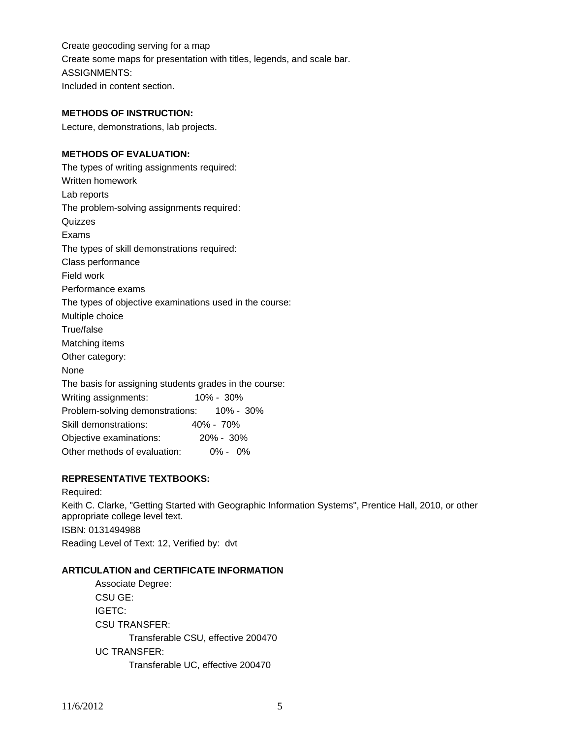Create geocoding serving for a map

Create some maps for presentation with titles, legends, and scale bar.

ASSIGNMENTS:

Included in content section.

**METHODS OF INSTRUCTION:**

Lecture, demonstrations, lab projects.

**METHODS OF EVALUATION:**

The types of writing assignments required:

Written homework

Lab reports

The problem-solving assignments required:

Quizzes

Exams

The types of skill demonstrations required:

Class performance

Field work

Performance exams

The types of objective examinations used in the course:

Multiple choice

True/false

Matching items

Other category:

None

The basis for assigning students grades in the course:

| | |
|---|---|
| Writing assignments: | 10% - 30% |
| Problem-solving demonstrations: | 10% - 30% |
| Skill demonstrations: | 40% - 70% |
| Objective examinations: | 20% - 30% |
| Other methods of evaluation: | 0% - 0% |

**REPRESENTATIVE TEXTBOOKS:**

Required:

Keith C. Clarke, "Getting Started with Geographic Information Systems", Prentice Hall, 2010, or other appropriate college level text.

ISBN: 0131494988

Reading Level of Text: 12, Verified by: dvt

**ARTICULATION and CERTIFICATE INFORMATION**

Associate Degree:

CSU GE:

IGETC:

CSU TRANSFER:

Transferable CSU, effective 200470

UC TRANSFER:

Transferable UC, effective 200470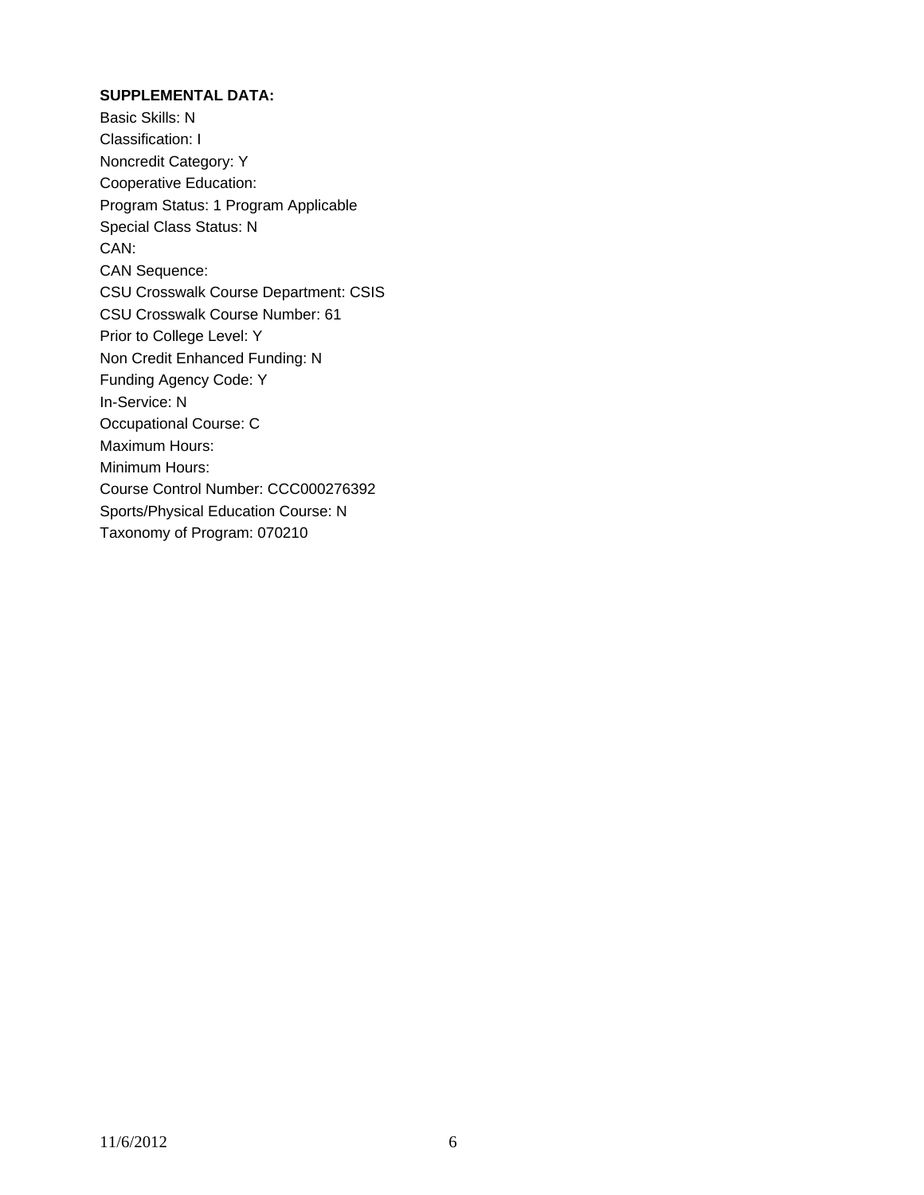**SUPPLEMENTAL DATA:**

Basic Skills: N
Classification: I
Noncredit Category: Y
Cooperative Education:
Program Status: 1 Program Applicable
Special Class Status: N
CAN:
CAN Sequence:
CSU Crosswalk Course Department: CSIS
CSU Crosswalk Course Number: 61
Prior to College Level: Y
Non Credit Enhanced Funding: N
Funding Agency Code: Y
In-Service: N
Occupational Course: C
Maximum Hours:
Minimum Hours:
Course Control Number: CCC000276392
Sports/Physical Education Course: N
Taxonomy of Program: 070210